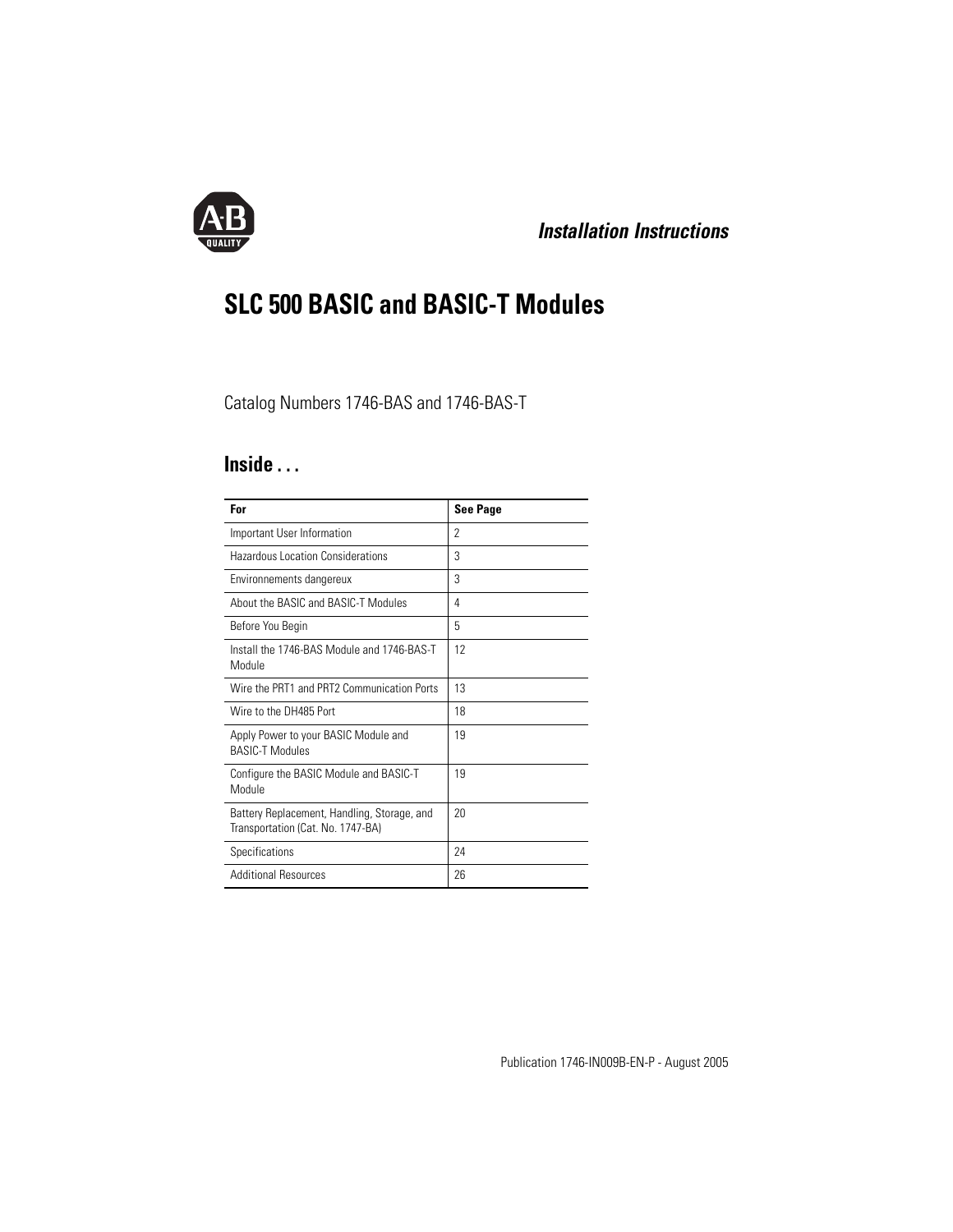*Installation Instructions*

# SLC 500 BASIC and BASIC-T Modules

Catalog Numbers 1746-BAS and 1746-BAS-T

## Inside . . .

| For | See Page |
| --- | --- |
| Important User Information | 2 |
| Hazardous Location Considerations | 3 |
| Environnements dangereux | 3 |
| About the BASIC and BASIC-T Modules | 4 |
| Before You Begin | 5 |
| Install the 1746-BAS Module and 1746-BAS-T Module | 12 |
| Wire the PRT1 and PRT2 Communication Ports | 13 |
| Wire to the DH485 Port | 18 |
| Apply Power to your BASIC Module and BASIC-T Modules | 19 |
| Configure the BASIC Module and BASIC-T Module | 19 |
| Battery Replacement, Handling, Storage, and Transportation (Cat. No. 1747-BA) | 20 |
| Specifications | 24 |
| Additional Resources | 26 |

Publication 1746-IN009B-EN-P - August 2005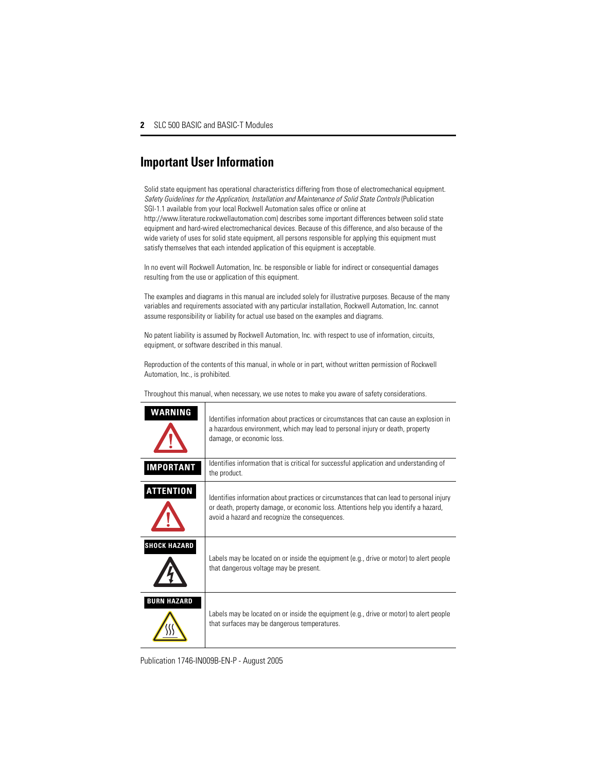## Important User Information

Solid state equipment has operational characteristics differing from those of electromechanical equipment. *Safety Guidelines for the Application, Installation and Maintenance of Solid State Controls* (Publication SGI-1.1 available from your local Rockwell Automation sales office or online at http://www.literature.rockwellautomation.com) describes some important differences between solid state equipment and hard-wired electromechanical devices. Because of this difference, and also because of the wide variety of uses for solid state equipment, all persons responsible for applying this equipment must satisfy themselves that each intended application of this equipment is acceptable.

In no event will Rockwell Automation, Inc. be responsible or liable for indirect or consequential damages resulting from the use or application of this equipment.

The examples and diagrams in this manual are included solely for illustrative purposes. Because of the many variables and requirements associated with any particular installation, Rockwell Automation, Inc. cannot assume responsibility or liability for actual use based on the examples and diagrams.

No patent liability is assumed by Rockwell Automation, Inc. with respect to use of information, circuits, equipment, or software described in this manual.

Reproduction of the contents of this manual, in whole or in part, without written permission of Rockwell Automation, Inc., is prohibited.

Throughout this manual, when necessary, we use notes to make you aware of safety considerations.

| | |
|---|---|
| **WARNING** | Identifies information about practices or circumstances that can cause an explosion in a hazardous environment, which may lead to personal injury or death, property damage, or economic loss. |
| **IMPORTANT** | Identifies information that is critical for successful application and understanding of the product. |
| **ATTENTION** | Identifies information about practices or circumstances that can lead to personal injury or death, property damage, or economic loss. Attentions help you identify a hazard, avoid a hazard and recognize the consequences. |
| **SHOCK HAZARD** | Labels may be located on or inside the equipment (e.g., drive or motor) to alert people that dangerous voltage may be present. |
| **BURN HAZARD** | Labels may be located on or inside the equipment (e.g., drive or motor) to alert people that surfaces may be dangerous temperatures. |

Publication 1746-IN009B-EN-P - August 2005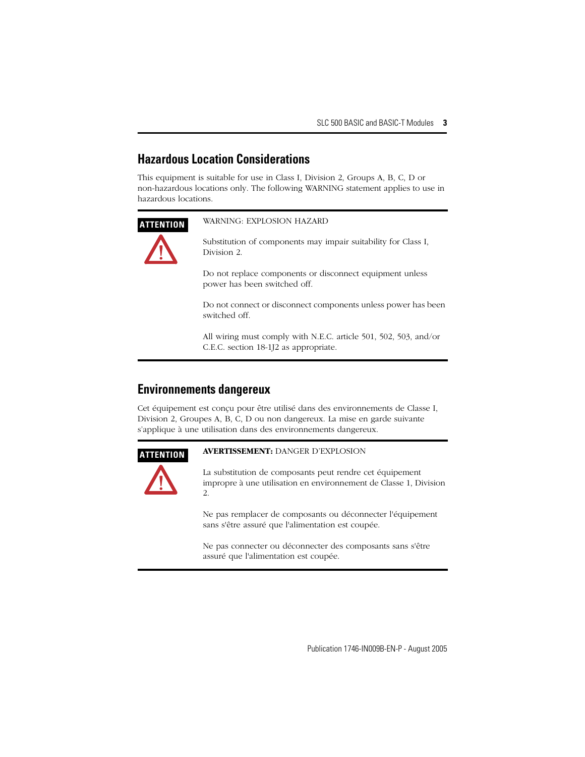## Hazardous Location Considerations

This equipment is suitable for use in Class I, Division 2, Groups A, B, C, D or non-hazardous locations only. The following WARNING statement applies to use in hazardous locations.

| ATTENTION | WARNING: EXPLOSION HAZARD<br><br>Substitution of components may impair suitability for Class I, Division 2.<br><br>Do not replace components or disconnect equipment unless power has been switched off.<br><br>Do not connect or disconnect components unless power has been switched off.<br><br>All wiring must comply with N.E.C. article 501, 502, 503, and/or C.E.C. section 18-1J2 as appropriate. |
|---|---|

## Environnements dangereux

Cet équipement est conçu pour être utilisé dans des environnements de Classe I, Division 2, Groupes A, B, C, D ou non dangereux. La mise en garde suivante s'applique à une utilisation dans des environnements dangereux.

| ATTENTION | **AVERTISSEMENT:** DANGER D'EXPLOSION<br><br>La substitution de composants peut rendre cet équipement impropre à une utilisation en environnement de Classe 1, Division 2.<br><br>Ne pas remplacer de composants ou déconnecter l'équipement sans s'être assuré que l'alimentation est coupée.<br><br>Ne pas connecter ou déconnecter des composants sans s'être assuré que l'alimentation est coupée. |
|---|---|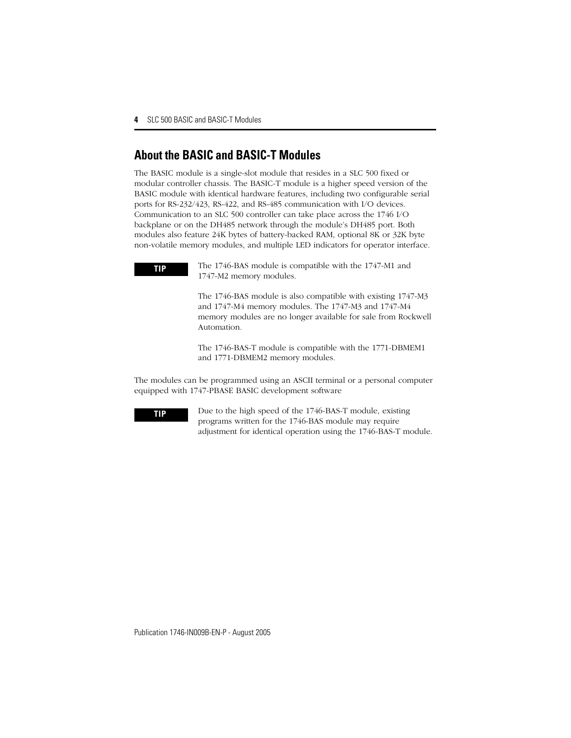## About the BASIC and BASIC-T Modules

The BASIC module is a single-slot module that resides in a SLC 500 fixed or modular controller chassis. The BASIC-T module is a higher speed version of the BASIC module with identical hardware features, including two configurable serial ports for RS-232/423, RS-422, and RS-485 communication with I/O devices. Communication to an SLC 500 controller can take place across the 1746 I/O backplane or on the DH485 network through the module's DH485 port. Both modules also feature 24K bytes of battery-backed RAM, optional 8K or 32K byte non-volatile memory modules, and multiple LED indicators for operator interface.

**TIP** The 1746-BAS module is compatible with the 1747-M1 and 1747-M2 memory modules.

The 1746-BAS module is also compatible with existing 1747-M3 and 1747-M4 memory modules. The 1747-M3 and 1747-M4 memory modules are no longer available for sale from Rockwell Automation.

The 1746-BAS-T module is compatible with the 1771-DBMEM1 and 1771-DBMEM2 memory modules.

The modules can be programmed using an ASCII terminal or a personal computer equipped with 1747-PBASE BASIC development software

**TIP** Due to the high speed of the 1746-BAS-T module, existing programs written for the 1746-BAS module may require adjustment for identical operation using the 1746-BAS-T module.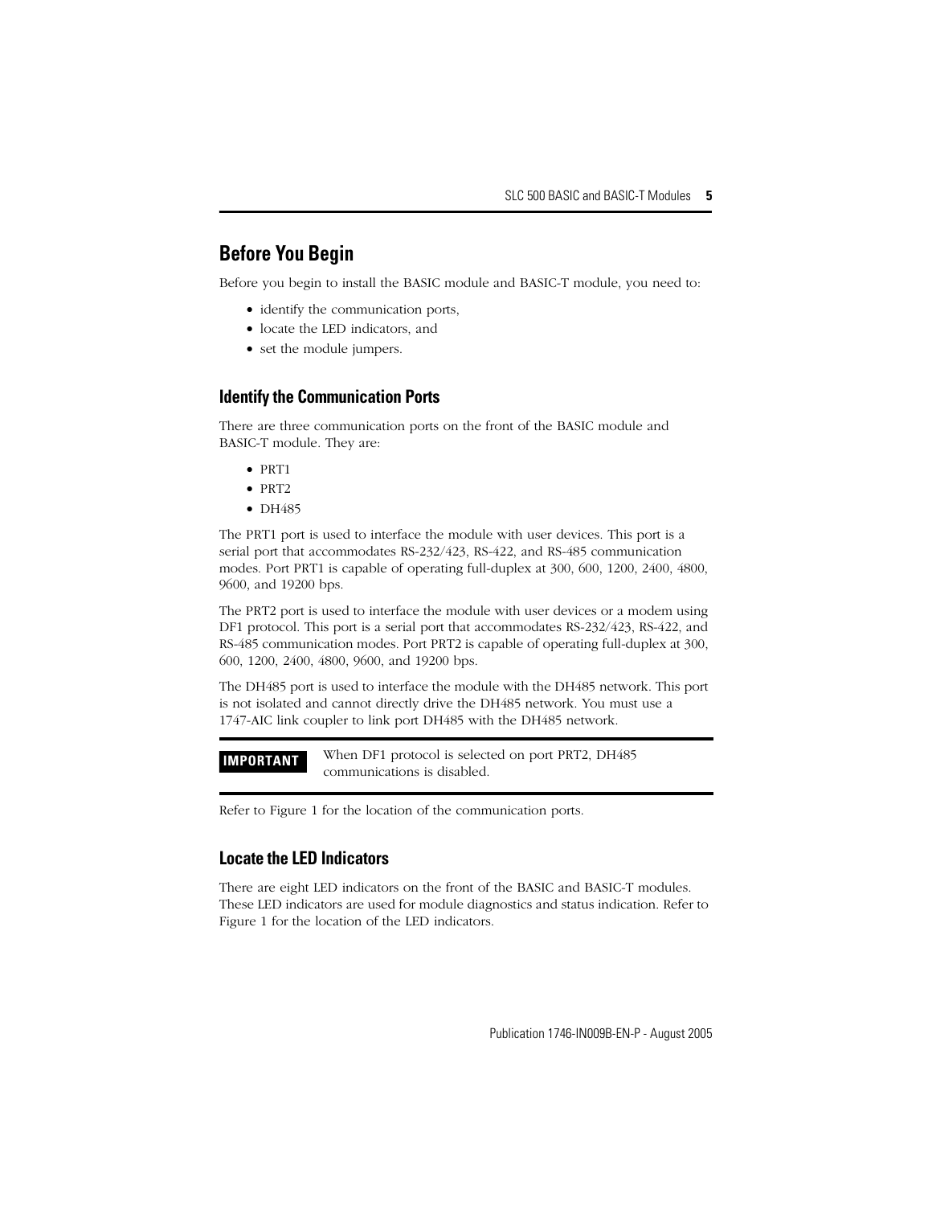## Before You Begin

Before you begin to install the BASIC module and BASIC-T module, you need to:

- identify the communication ports,
- locate the LED indicators, and
- set the module jumpers.

### Identify the Communication Ports

There are three communication ports on the front of the BASIC module and BASIC-T module. They are:

- PRT1
- PRT2
- DH485

The PRT1 port is used to interface the module with user devices. This port is a serial port that accommodates RS-232/423, RS-422, and RS-485 communication modes. Port PRT1 is capable of operating full-duplex at 300, 600, 1200, 2400, 4800, 9600, and 19200 bps.

The PRT2 port is used to interface the module with user devices or a modem using DF1 protocol. This port is a serial port that accommodates RS-232/423, RS-422, and RS-485 communication modes. Port PRT2 is capable of operating full-duplex at 300, 600, 1200, 2400, 4800, 9600, and 19200 bps.

The DH485 port is used to interface the module with the DH485 network. This port is not isolated and cannot directly drive the DH485 network. You must use a 1747-AIC link coupler to link port DH485 with the DH485 network.

| **IMPORTANT** | When DF1 protocol is selected on port PRT2, DH485 communications is disabled. |
|---|---|

Refer to Figure 1 for the location of the communication ports.

### Locate the LED Indicators

There are eight LED indicators on the front of the BASIC and BASIC-T modules. These LED indicators are used for module diagnostics and status indication. Refer to Figure 1 for the location of the LED indicators.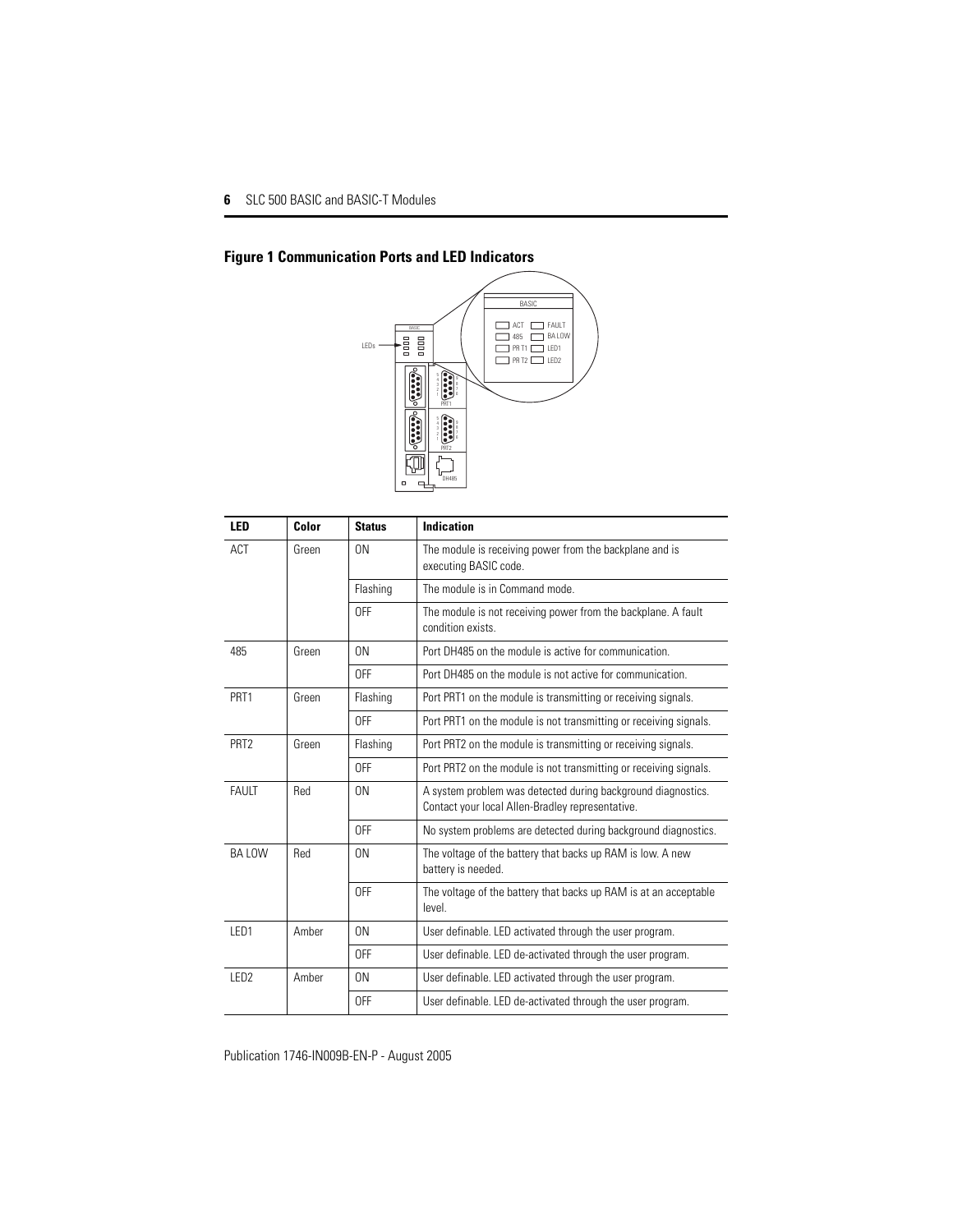## Figure 1 Communication Ports and LED Indicators

| LED | Color | Status | Indication |
| --- | --- | --- | --- |
| ACT | Green | ON | The module is receiving power from the backplane and is executing BASIC code. |
| | | Flashing | The module is in Command mode. |
| | | OFF | The module is not receiving power from the backplane. A fault condition exists. |
| 485 | Green | ON | Port DH485 on the module is active for communication. |
| | | OFF | Port DH485 on the module is not active for communication. |
| PRT1 | Green | Flashing | Port PRT1 on the module is transmitting or receiving signals. |
| | | OFF | Port PRT1 on the module is not transmitting or receiving signals. |
| PRT2 | Green | Flashing | Port PRT2 on the module is transmitting or receiving signals. |
| | | OFF | Port PRT2 on the module is not transmitting or receiving signals. |
| FAULT | Red | ON | A system problem was detected during background diagnostics. Contact your local Allen-Bradley representative. |
| | | OFF | No system problems are detected during background diagnostics. |
| BA LOW | Red | ON | The voltage of the battery that backs up RAM is low. A new battery is needed. |
| | | OFF | The voltage of the battery that backs up RAM is at an acceptable level. |
| LED1 | Amber | ON | User definable. LED activated through the user program. |
| | | OFF | User definable. LED de-activated through the user program. |
| LED2 | Amber | ON | User definable. LED activated through the user program. |
| | | OFF | User definable. LED de-activated through the user program. |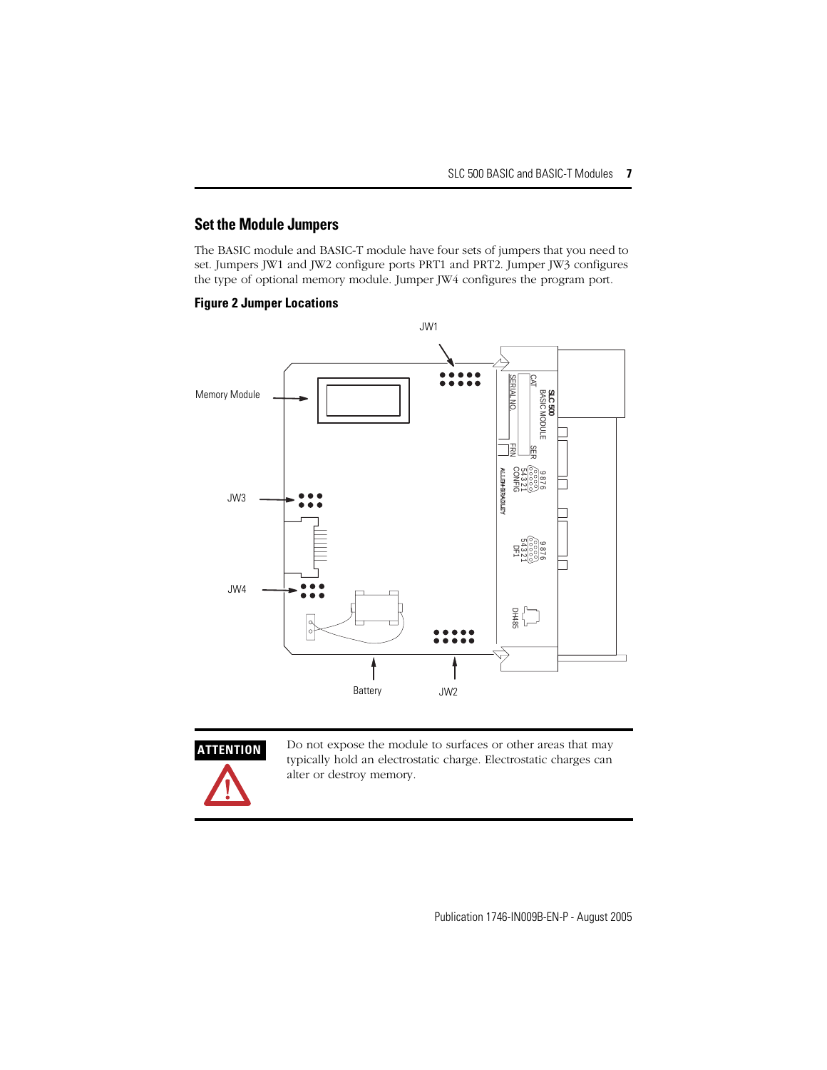## Set the Module Jumpers

The BASIC module and BASIC-T module have four sets of jumpers that you need to set. Jumpers JW1 and JW2 configure ports PRT1 and PRT2. Jumper JW3 configures the type of optional memory module. Jumper JW4 configures the program port.

**Figure 2 Jumper Locations**

JW1

Memory Module

JW3

JW4

Battery

JW2

**ATTENTION**

Do not expose the module to surfaces or other areas that may typically hold an electrostatic charge. Electrostatic charges can alter or destroy memory.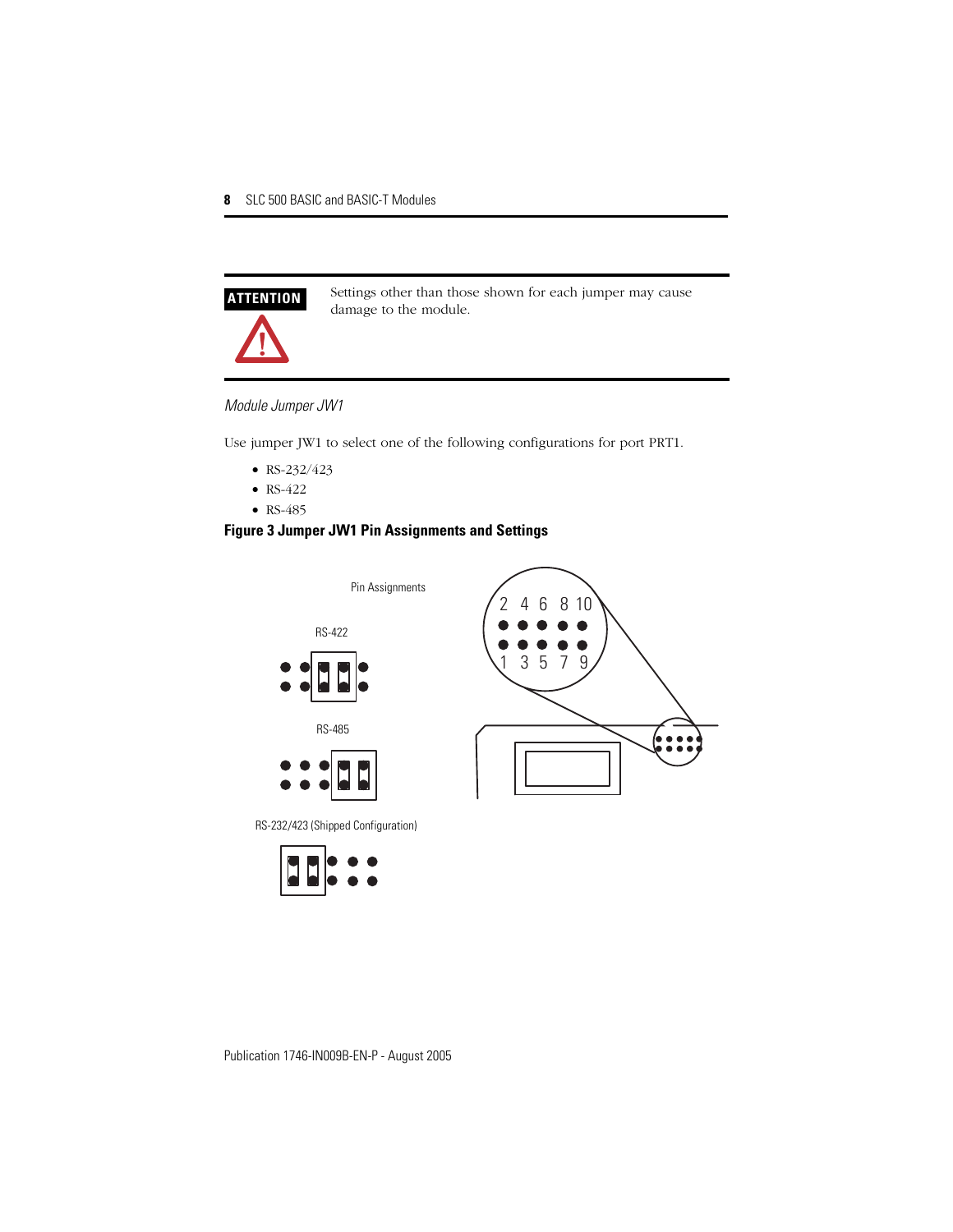> **ATTENTION**
>
> Settings other than those shown for each jumper may cause damage to the module.

*Module Jumper JW1*

Use jumper JW1 to select one of the following configurations for port PRT1.

- RS-232/423
- RS-422
- RS-485

**Figure 3 Jumper JW1 Pin Assignments and Settings**

Pin Assignments

RS-422

RS-485

RS-232/423 (Shipped Configuration)

2 4 6 8 10

1 3 5 7 9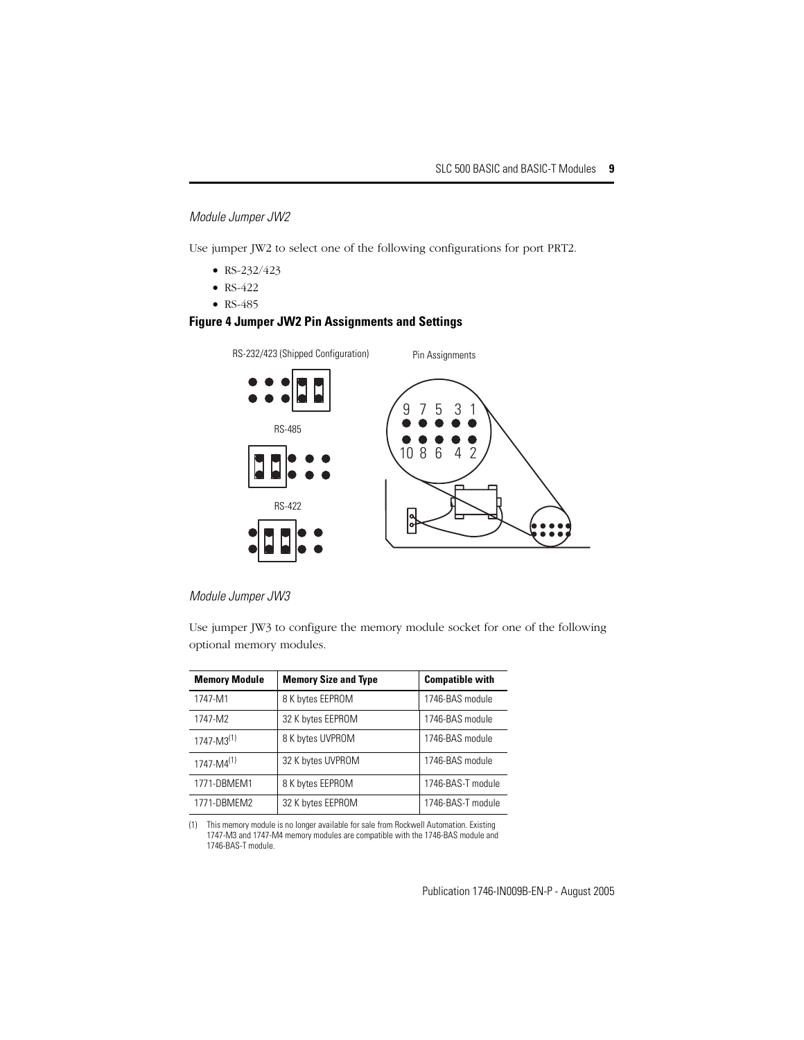### *Module Jumper JW2*

Use jumper JW2 to select one of the following configurations for port PRT2.

- RS-232/423
- RS-422
- RS-485

**Figure 4 Jumper JW2 Pin Assignments and Settings**

RS-232/423 (Shipped Configuration)

RS-485

RS-422

Pin Assignments

9 7 5 3 1

10 8 6 4 2

### *Module Jumper JW3*

Use jumper JW3 to configure the memory module socket for one of the following optional memory modules.

| Memory Module | Memory Size and Type | Compatible with |
|---|---|---|
| 1747-M1 | 8 K bytes EEPROM | 1746-BAS module |
| 1747-M2 | 32 K bytes EEPROM | 1746-BAS module |
| 1747-M3[1] | 8 K bytes UVPROM | 1746-BAS module |
| 1747-M4[1] | 32 K bytes UVPROM | 1746-BAS module |
| 1771-DBMEM1 | 8 K bytes EEPROM | 1746-BAS-T module |
| 1771-DBMEM2 | 32 K bytes EEPROM | 1746-BAS-T module |

(1) This memory module is no longer available for sale from Rockwell Automation. Existing 1747-M3 and 1747-M4 memory modules are compatible with the 1746-BAS module and 1746-BAS-T module.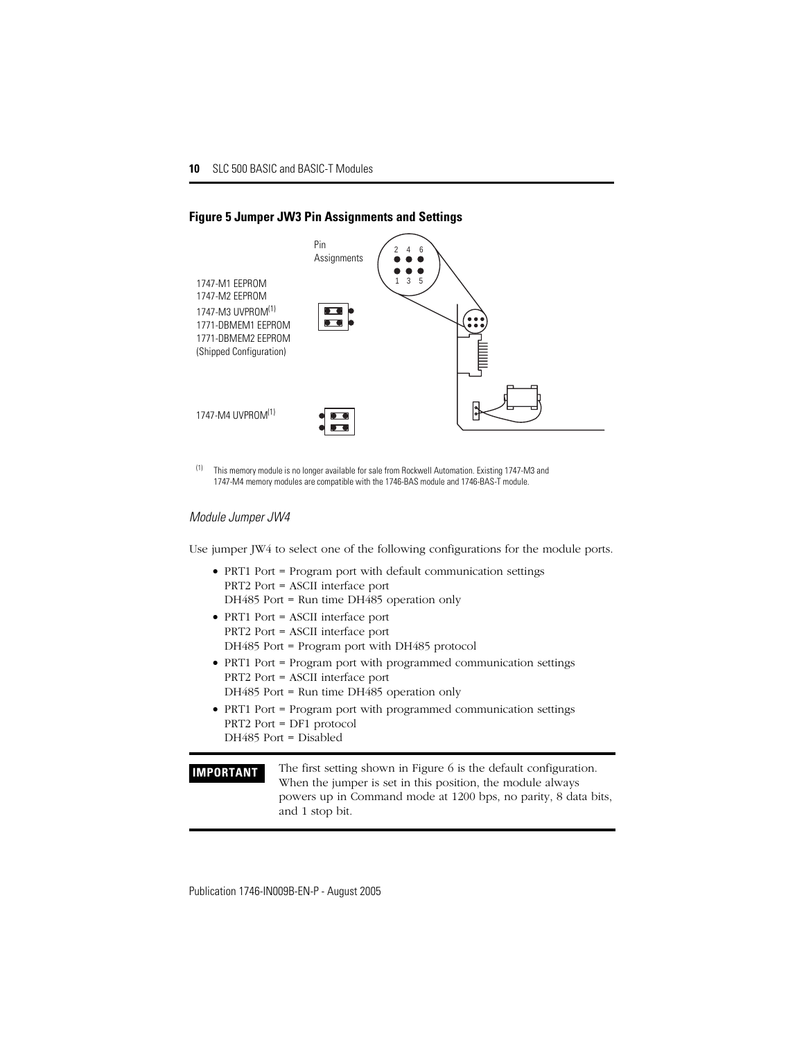**Figure 5 Jumper JW3 Pin Assignments and Settings**

Pin Assignments

2 4 6

1 3 5

1747-M1 EEPROM
1747-M2 EEPROM
1747-M3 UVPROM[1]
1771-DBMEM1 EEPROM
1771-DBMEM2 EEPROM
(Shipped Configuration)

1747-M4 UVPROM[1]

[1] This memory module is no longer available for sale from Rockwell Automation. Existing 1747-M3 and 1747-M4 memory modules are compatible with the 1746-BAS module and 1746-BAS-T module.

### *Module Jumper JW4*

Use jumper JW4 to select one of the following configurations for the module ports.

- PRT1 Port = Program port with default communication settings
  PRT2 Port = ASCII interface port
  DH485 Port = Run time DH485 operation only
- PRT1 Port = ASCII interface port
  PRT2 Port = ASCII interface port
  DH485 Port = Program port with DH485 protocol
- PRT1 Port = Program port with programmed communication settings
  PRT2 Port = ASCII interface port
  DH485 Port = Run time DH485 operation only
- PRT1 Port = Program port with programmed communication settings
  PRT2 Port = DF1 protocol
  DH485 Port = Disabled

**IMPORTANT** The first setting shown in Figure 6 is the default configuration. When the jumper is set in this position, the module always powers up in Command mode at 1200 bps, no parity, 8 data bits, and 1 stop bit.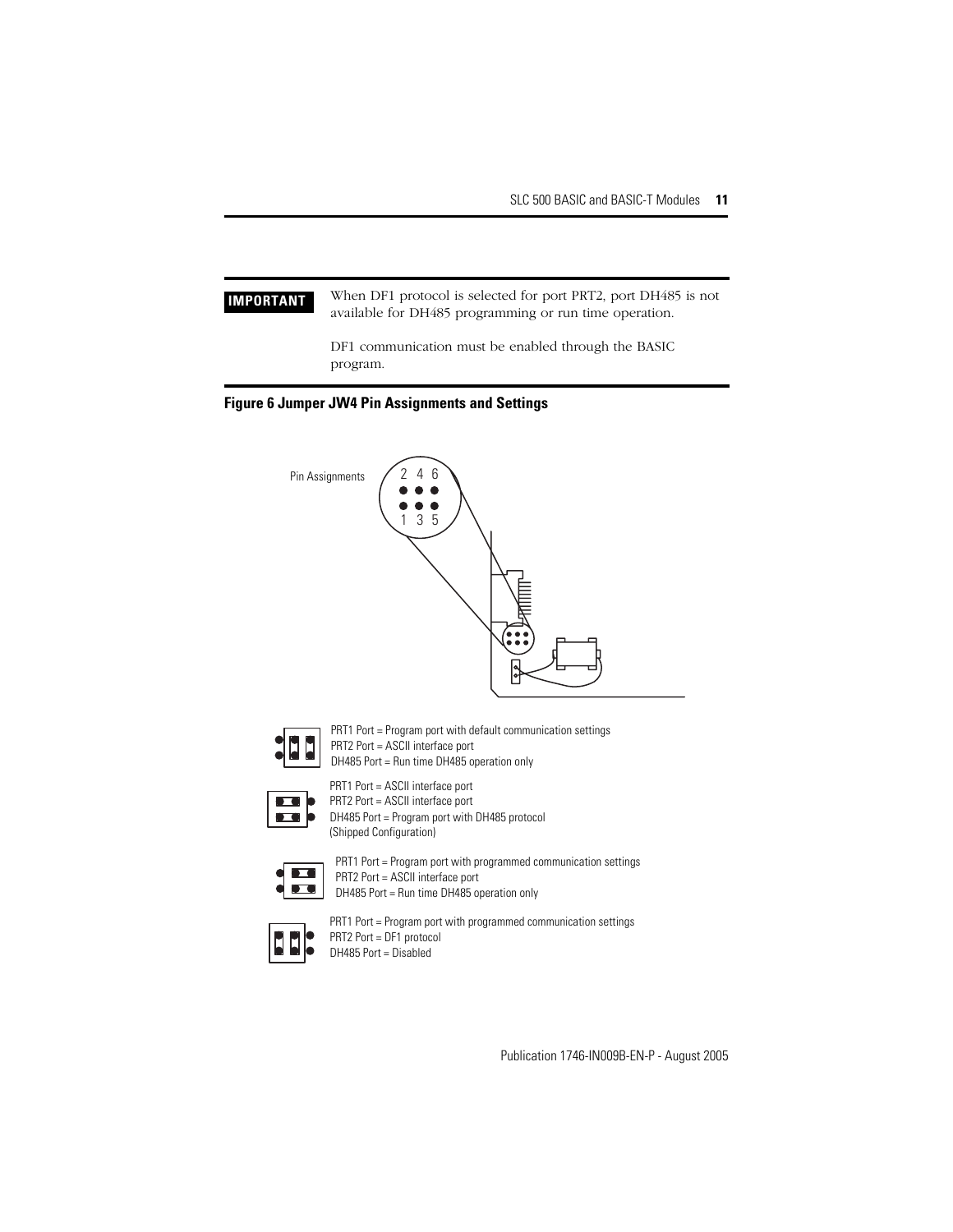| IMPORTANT | When DF1 protocol is selected for port PRT2, port DH485 is not available for DH485 programming or run time operation.<br><br>DF1 communication must be enabled through the BASIC program. |
|---|---|

**Figure 6 Jumper JW4 Pin Assignments and Settings**

Pin Assignments

2 4 6

1 3 5

PRT1 Port = Program port with default communication settings
PRT2 Port = ASCII interface port
DH485 Port = Run time DH485 operation only

PRT1 Port = ASCII interface port
PRT2 Port = ASCII interface port
DH485 Port = Program port with DH485 protocol
(Shipped Configuration)

PRT1 Port = Program port with programmed communication settings
PRT2 Port = ASCII interface port
DH485 Port = Run time DH485 operation only

PRT1 Port = Program port with programmed communication settings
PRT2 Port = DF1 protocol
DH485 Port = Disabled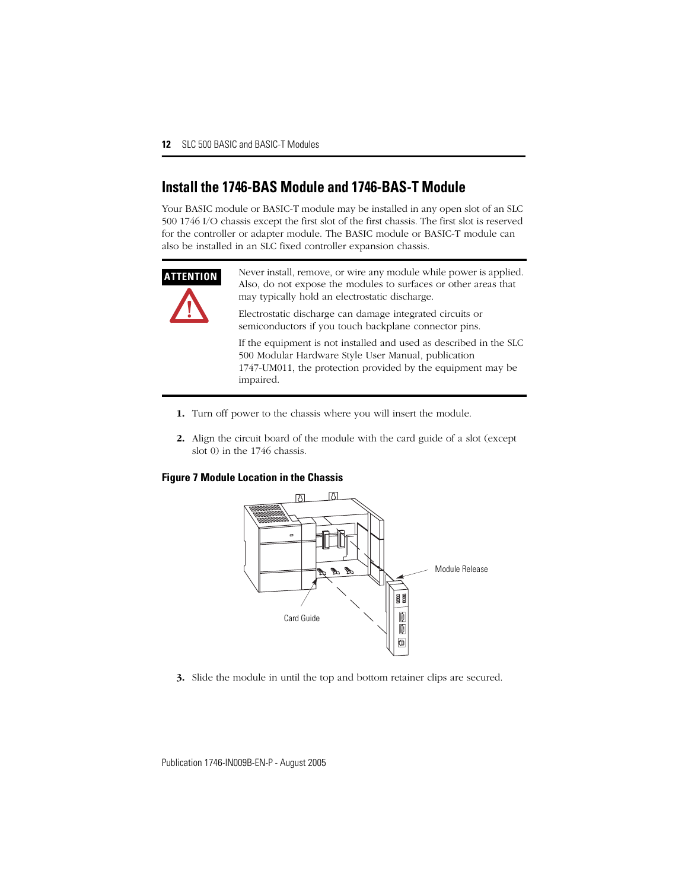## Install the 1746-BAS Module and 1746-BAS-T Module

Your BASIC module or BASIC-T module may be installed in any open slot of an SLC 500 1746 I/O chassis except the first slot of the first chassis. The first slot is reserved for the controller or adapter module. The BASIC module or BASIC-T module can also be installed in an SLC fixed controller expansion chassis.

> **ATTENTION**
>
> Never install, remove, or wire any module while power is applied. Also, do not expose the modules to surfaces or other areas that may typically hold an electrostatic discharge.
>
> Electrostatic discharge can damage integrated circuits or semiconductors if you touch backplane connector pins.
>
> If the equipment is not installed and used as described in the SLC 500 Modular Hardware Style User Manual, publication 1747-UM011, the protection provided by the equipment may be impaired.

1. Turn off power to the chassis where you will insert the module.

2. Align the circuit board of the module with the card guide of a slot (except slot 0) in the 1746 chassis.

**Figure 7 Module Location in the Chassis**

Module Release

Card Guide

3. Slide the module in until the top and bottom retainer clips are secured.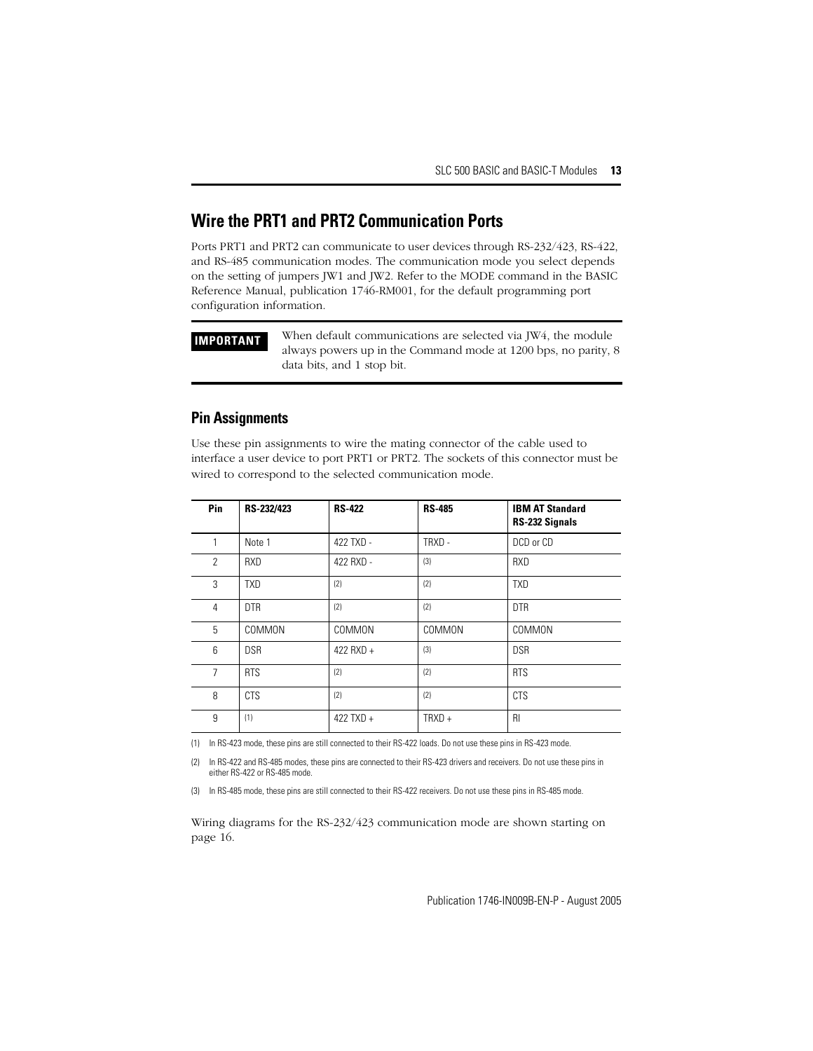## Wire the PRT1 and PRT2 Communication Ports

Ports PRT1 and PRT2 can communicate to user devices through RS-232/423, RS-422, and RS-485 communication modes. The communication mode you select depends on the setting of jumpers JW1 and JW2. Refer to the MODE command in the BASIC Reference Manual, publication 1746-RM001, for the default programming port configuration information.

**IMPORTANT** When default communications are selected via JW4, the module always powers up in the Command mode at 1200 bps, no parity, 8 data bits, and 1 stop bit.

### Pin Assignments

Use these pin assignments to wire the mating connector of the cable used to interface a user device to port PRT1 or PRT2. The sockets of this connector must be wired to correspond to the selected communication mode.

| Pin | RS-232/423 | RS-422 | RS-485 | IBM AT Standard RS-232 Signals |
|---|---|---|---|---|
| 1 | Note 1 | 422 TXD - | TRXD - | DCD or CD |
| 2 | RXD | 422 RXD - | (3) | RXD |
| 3 | TXD | (2) | (2) | TXD |
| 4 | DTR | (2) | (2) | DTR |
| 5 | COMMON | COMMON | COMMON | COMMON |
| 6 | DSR | 422 RXD + | (3) | DSR |
| 7 | RTS | (2) | (2) | RTS |
| 8 | CTS | (2) | (2) | CTS |
| 9 | (1) | 422 TXD + | TRXD + | RI |

(1) In RS-423 mode, these pins are still connected to their RS-422 loads. Do not use these pins in RS-423 mode.

(2) In RS-422 and RS-485 modes, these pins are connected to their RS-423 drivers and receivers. Do not use these pins in either RS-422 or RS-485 mode.

(3) In RS-485 mode, these pins are still connected to their RS-422 receivers. Do not use these pins in RS-485 mode.

Wiring diagrams for the RS-232/423 communication mode are shown starting on page 16.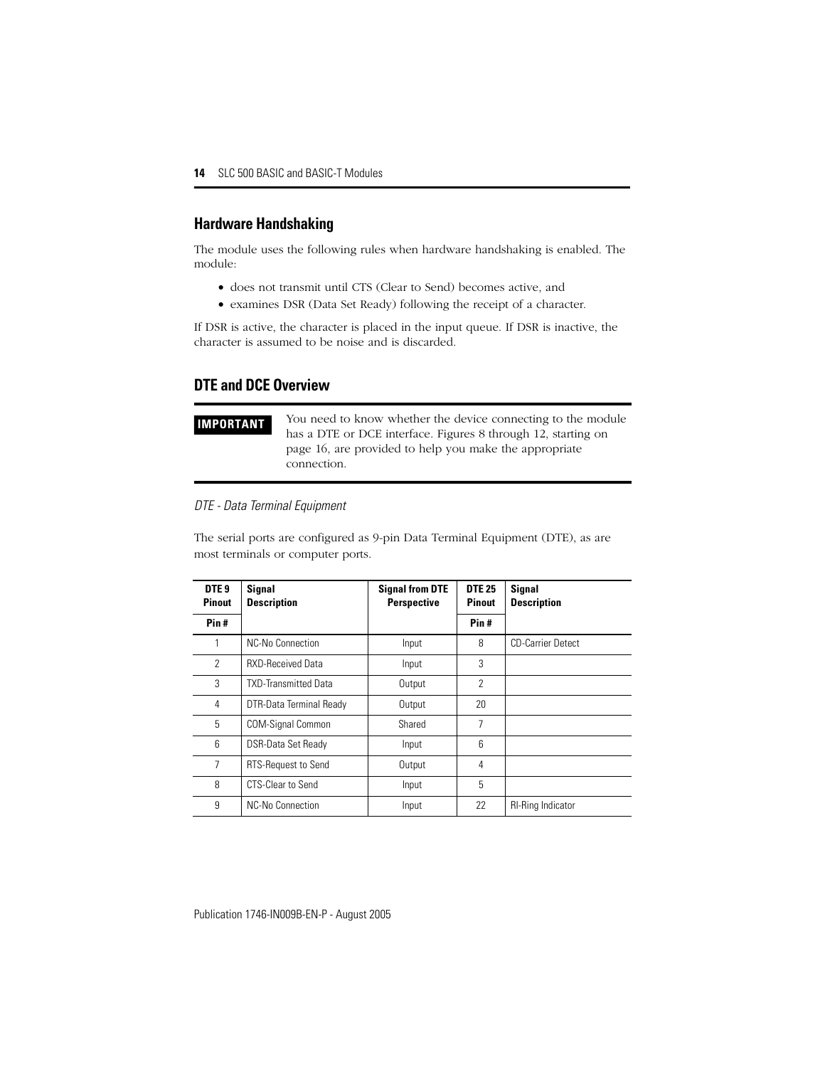## Hardware Handshaking

The module uses the following rules when hardware handshaking is enabled. The module:

- does not transmit until CTS (Clear to Send) becomes active, and
- examines DSR (Data Set Ready) following the receipt of a character.

If DSR is active, the character is placed in the input queue. If DSR is inactive, the character is assumed to be noise and is discarded.

## DTE and DCE Overview

**IMPORTANT** You need to know whether the device connecting to the module has a DTE or DCE interface. Figures 8 through 12, starting on page 16, are provided to help you make the appropriate connection.

*DTE - Data Terminal Equipment*

The serial ports are configured as 9-pin Data Terminal Equipment (DTE), as are most terminals or computer ports.

| DTE 9 Pinout | Signal Description | Signal from DTE Perspective | DTE 25 Pinout | Signal Description |
|---|---|---|---|---|
| Pin # | | | Pin # | |
| 1 | NC-No Connection | Input | 8 | CD-Carrier Detect |
| 2 | RXD-Received Data | Input | 3 | |
| 3 | TXD-Transmitted Data | Output | 2 | |
| 4 | DTR-Data Terminal Ready | Output | 20 | |
| 5 | COM-Signal Common | Shared | 7 | |
| 6 | DSR-Data Set Ready | Input | 6 | |
| 7 | RTS-Request to Send | Output | 4 | |
| 8 | CTS-Clear to Send | Input | 5 | |
| 9 | NC-No Connection | Input | 22 | RI-Ring Indicator |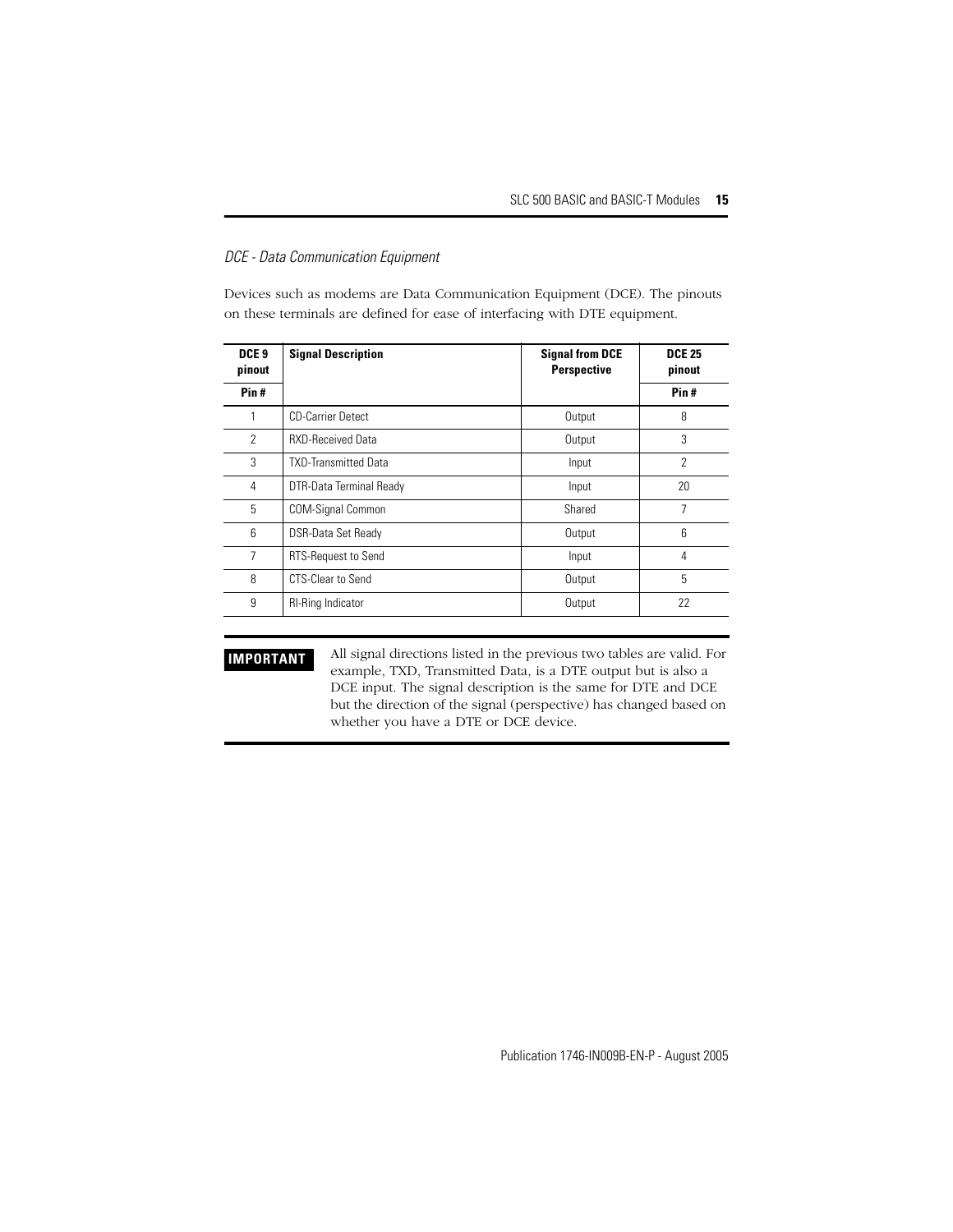*DCE - Data Communication Equipment*

Devices such as modems are Data Communication Equipment (DCE). The pinouts on these terminals are defined for ease of interfacing with DTE equipment.

| DCE 9 pinout | Signal Description | Signal from DCE Perspective | DCE 25 pinout |
|---|---|---|---|
| **Pin #** | | | **Pin #** |
| 1 | CD-Carrier Detect | Output | 8 |
| 2 | RXD-Received Data | Output | 3 |
| 3 | TXD-Transmitted Data | Input | 2 |
| 4 | DTR-Data Terminal Ready | Input | 20 |
| 5 | COM-Signal Common | Shared | 7 |
| 6 | DSR-Data Set Ready | Output | 6 |
| 7 | RTS-Request to Send | Input | 4 |
| 8 | CTS-Clear to Send | Output | 5 |
| 9 | RI-Ring Indicator | Output | 22 |

**IMPORTANT** All signal directions listed in the previous two tables are valid. For example, TXD, Transmitted Data, is a DTE output but is also a DCE input. The signal description is the same for DTE and DCE but the direction of the signal (perspective) has changed based on whether you have a DTE or DCE device.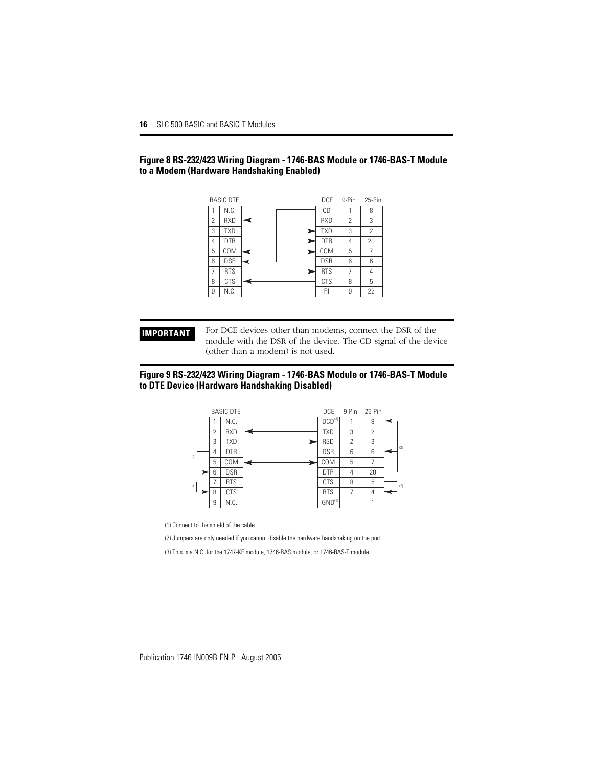### Figure 8 RS-232/423 Wiring Diagram - 1746-BAS Module or 1746-BAS-T Module to a Modem (Hardware Handshaking Enabled)

| BASIC DTE | | DCE | 9-Pin | 25-Pin |
|---|---|---|---|---|
| 1 | N.C. | CD | 1 | 8 |
| 2 | RXD | RXD | 2 | 3 |
| 3 | TXD | TXD | 3 | 2 |
| 4 | DTR | DTR | 4 | 20 |
| 5 | COM | COM | 5 | 7 |
| 6 | DSR | DSR | 6 | 6 |
| 7 | RTS | RTS | 7 | 4 |
| 8 | CTS | CTS | 8 | 5 |
| 9 | N.C. | RI | 9 | 22 |

**IMPORTANT** For DCE devices other than modems, connect the DSR of the module with the DSR of the device. The CD signal of the device (other than a modem) is not used.

### Figure 9 RS-232/423 Wiring Diagram - 1746-BAS Module or 1746-BAS-T Module to DTE Device (Hardware Handshaking Disabled)

| BASIC DTE | | DCE | 9-Pin | 25-Pin |
|---|---|---|---|---|
| 1 | N.C. | DCD(3) | 1 | 8 |
| 2 | RXD | TXD | 3 | 2 |
| 3 | TXD | RSD | 2 | 3 |
| 4 | DTR | DSR | 6 | 6 |
| 5 | COM | COM | 5 | 7 |
| 6 | DSR | DTR | 4 | 20 |
| 7 | RTS | CTS | 8 | 5 |
| 8 | CTS | RTS | 7 | 4 |
| 9 | N.C. | GND(1) | | 1 |

(1) Connect to the shield of the cable.

(2) Jumpers are only needed if you cannot disable the hardware handshaking on the port.

(3) This is a N.C. for the 1747-KE module, 1746-BAS module, or 1746-BAS-T module.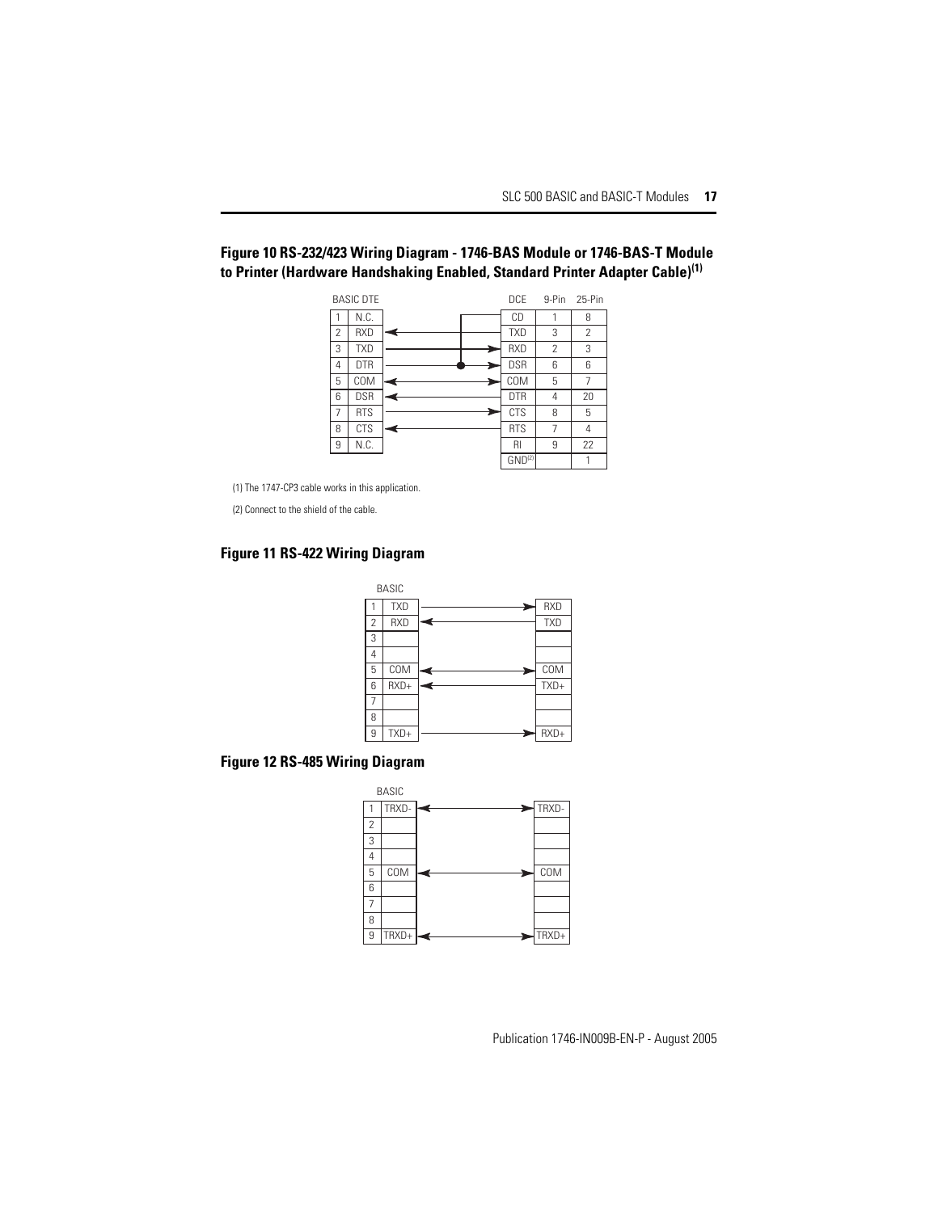### Figure 10 RS-232/423 Wiring Diagram - 1746-BAS Module or 1746-BAS-T Module to Printer (Hardware Handshaking Enabled, Standard Printer Adapter Cable)(1)

| BASIC DTE | | | DCE | 9-Pin | 25-Pin |
|---|---|---|---|---|---|
| 1 | N.C. | | CD | 1 | 8 |
| 2 | RXD | ← | TXD | 3 | 2 |
| 3 | TXD | → | RXD | 2 | 3 |
| 4 | DTR | → | DSR | 6 | 6 |
| 5 | COM | ↔ | COM | 5 | 7 |
| 6 | DSR | ← | DTR | 4 | 20 |
| 7 | RTS | → | CTS | 8 | 5 |
| 8 | CTS | ← | RTS | 7 | 4 |
| 9 | N.C. | | RI | 9 | 22 |
| | | | GND(2) | | 1 |

(1) The 1747-CP3 cable works in this application.

(2) Connect to the shield of the cable.

### Figure 11 RS-422 Wiring Diagram

| BASIC | | | |
|---|---|---|---|
| 1 | TXD | → | RXD |
| 2 | RXD | ← | TXD |
| 3 | | | |
| 4 | | | |
| 5 | COM | ↔ | COM |
| 6 | RXD+ | ← | TXD+ |
| 7 | | | |
| 8 | | | |
| 9 | TXD+ | → | RXD+ |

### Figure 12 RS-485 Wiring Diagram

| BASIC | | | |
|---|---|---|---|
| 1 | TRXD- | ↔ | TRXD- |
| 2 | | | |
| 3 | | | |
| 4 | | | |
| 5 | COM | ↔ | COM |
| 6 | | | |
| 7 | | | |
| 8 | | | |
| 9 | TRXD+ | ↔ | TRXD+ |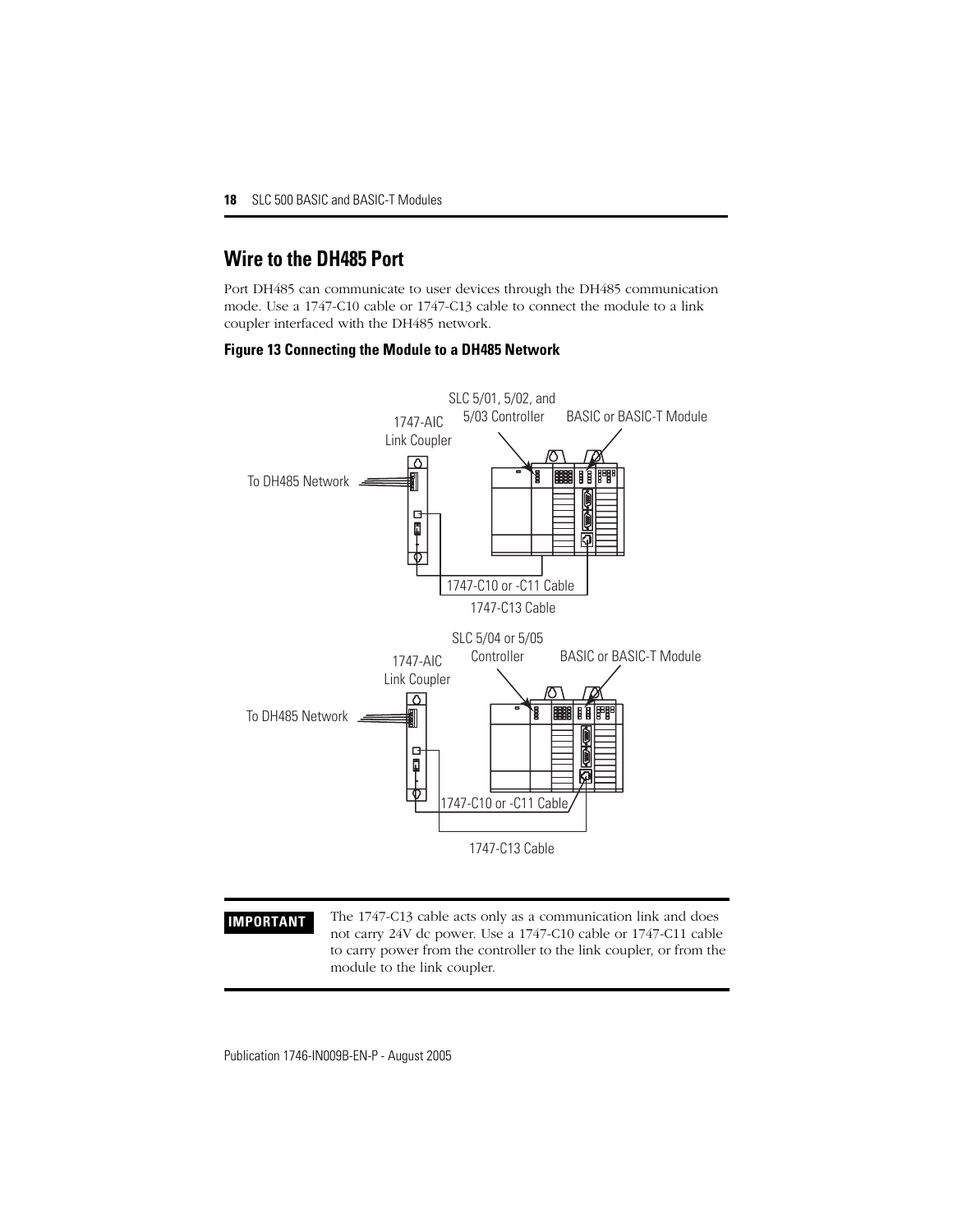## Wire to the DH485 Port

Port DH485 can communicate to user devices through the DH485 communication mode. Use a 1747-C10 cable or 1747-C13 cable to connect the module to a link coupler interfaced with the DH485 network.

**Figure 13 Connecting the Module to a DH485 Network**

| IMPORTANT | The 1747-C13 cable acts only as a communication link and does not carry 24V dc power. Use a 1747-C10 cable or 1747-C11 cable to carry power from the controller to the link coupler, or from the module to the link coupler. |
|---|---|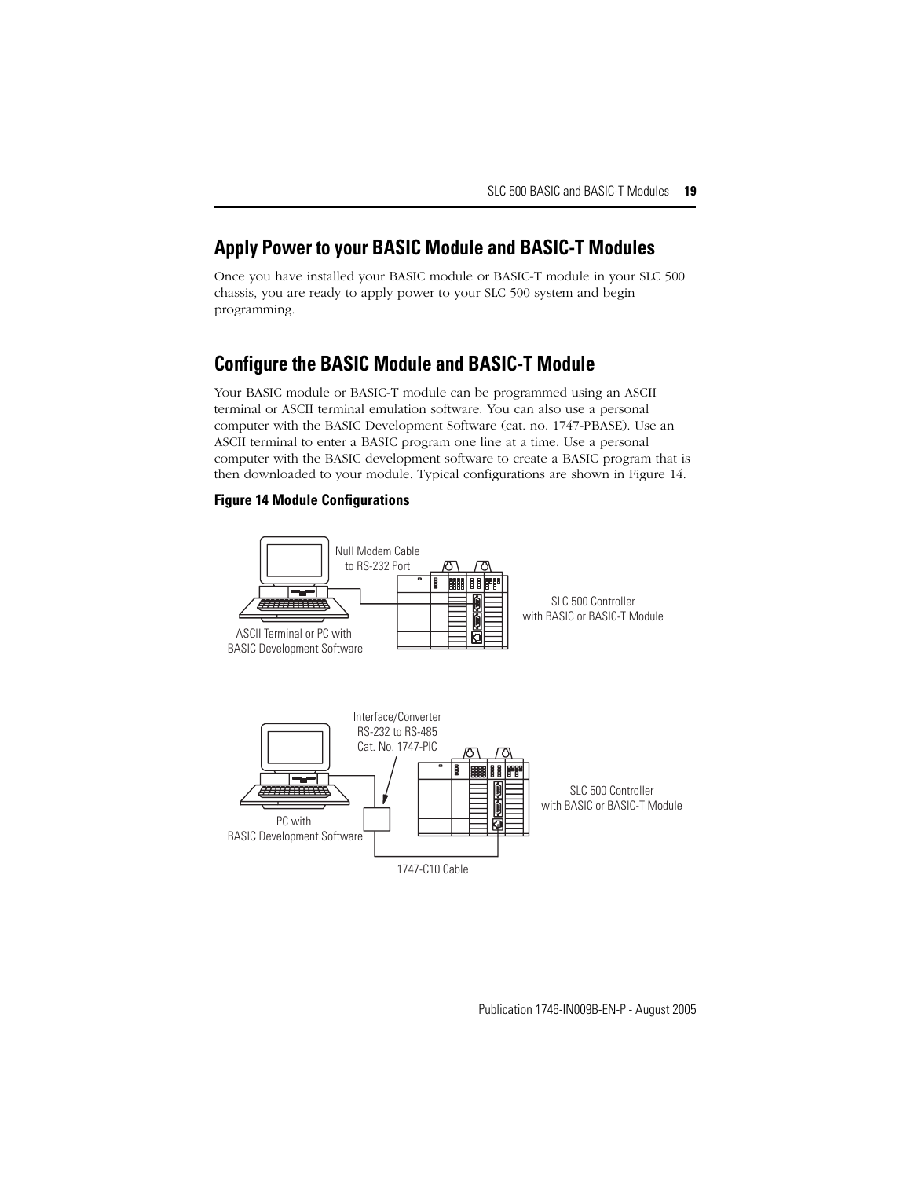## Apply Power to your BASIC Module and BASIC-T Modules

Once you have installed your BASIC module or BASIC-T module in your SLC 500 chassis, you are ready to apply power to your SLC 500 system and begin programming.

## Configure the BASIC Module and BASIC-T Module

Your BASIC module or BASIC-T module can be programmed using an ASCII terminal or ASCII terminal emulation software. You can also use a personal computer with the BASIC Development Software (cat. no. 1747-PBASE). Use an ASCII terminal to enter a BASIC program one line at a time. Use a personal computer with the BASIC development software to create a BASIC program that is then downloaded to your module. Typical configurations are shown in Figure 14.

**Figure 14 Module Configurations**

Null Modem Cable to RS-232 Port

SLC 500 Controller with BASIC or BASIC-T Module

ASCII Terminal or PC with BASIC Development Software

Interface/Converter RS-232 to RS-485 Cat. No. 1747-PIC

SLC 500 Controller with BASIC or BASIC-T Module

PC with BASIC Development Software

1747-C10 Cable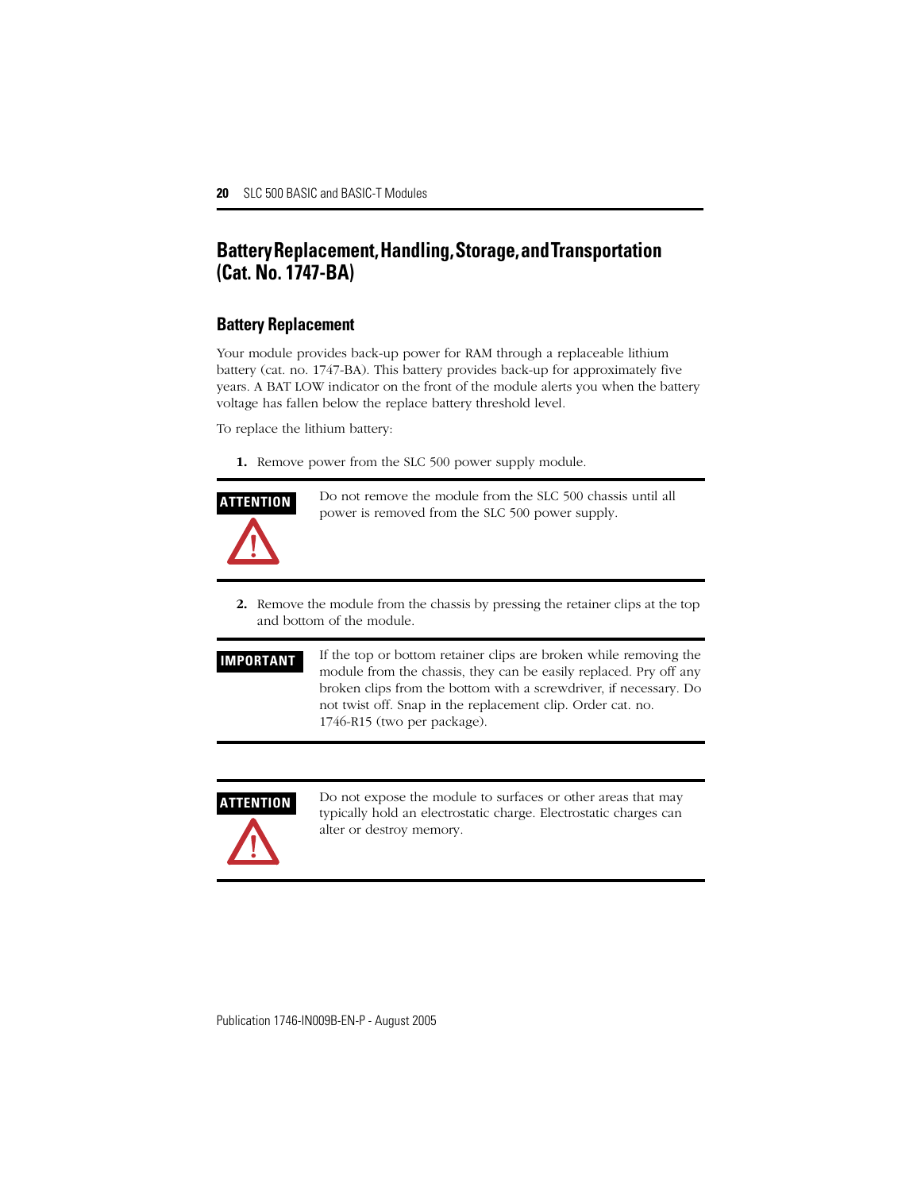# Battery Replacement, Handling, Storage, and Transportation (Cat. No. 1747-BA)

## Battery Replacement

Your module provides back-up power for RAM through a replaceable lithium battery (cat. no. 1747-BA). This battery provides back-up for approximately five years. A BAT LOW indicator on the front of the module alerts you when the battery voltage has fallen below the replace battery threshold level.

To replace the lithium battery:

1. Remove power from the SLC 500 power supply module.

> **ATTENTION**
>
> Do not remove the module from the SLC 500 chassis until all power is removed from the SLC 500 power supply.

2. Remove the module from the chassis by pressing the retainer clips at the top and bottom of the module.

> **IMPORTANT**
>
> If the top or bottom retainer clips are broken while removing the module from the chassis, they can be easily replaced. Pry off any broken clips from the bottom with a screwdriver, if necessary. Do not twist off. Snap in the replacement clip. Order cat. no. 1746-R15 (two per package).

> **ATTENTION**
>
> Do not expose the module to surfaces or other areas that may typically hold an electrostatic charge. Electrostatic charges can alter or destroy memory.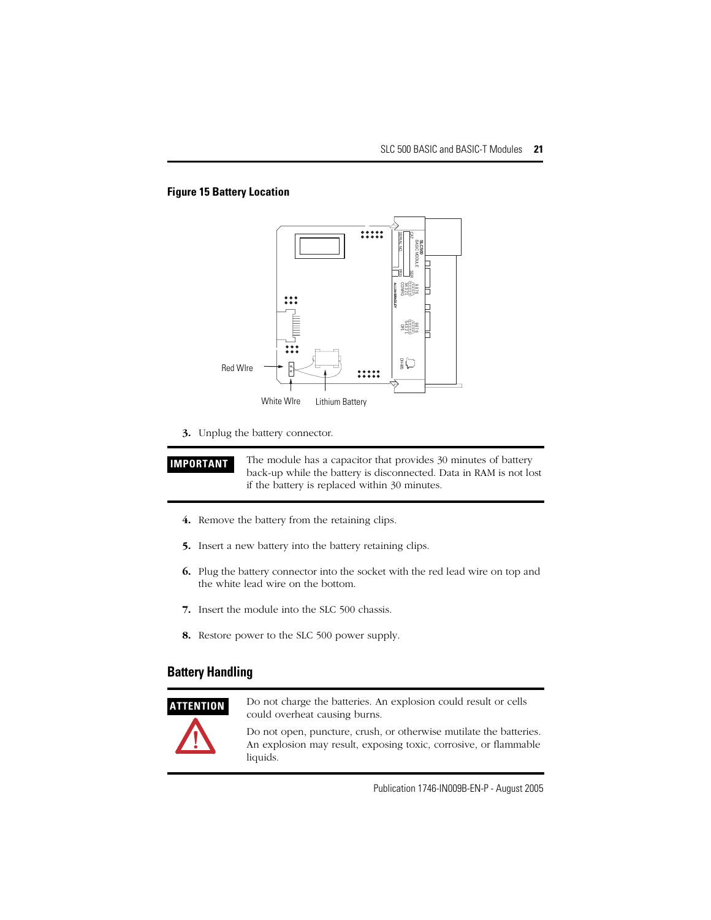**Figure 15 Battery Location**

Red WIre

White WIre

Lithium Battery

3. Unplug the battery connector.

| IMPORTANT | The module has a capacitor that provides 30 minutes of battery back-up while the battery is disconnected. Data in RAM is not lost if the battery is replaced within 30 minutes. |
|---|---|

4. Remove the battery from the retaining clips.

5. Insert a new battery into the battery retaining clips.

6. Plug the battery connector into the socket with the red lead wire on top and the white lead wire on the bottom.

7. Insert the module into the SLC 500 chassis.

8. Restore power to the SLC 500 power supply.

## Battery Handling

| ATTENTION | Do not charge the batteries. An explosion could result or cells could overheat causing burns.<br><br>Do not open, puncture, crush, or otherwise mutilate the batteries. An explosion may result, exposing toxic, corrosive, or flammable liquids. |
|---|---|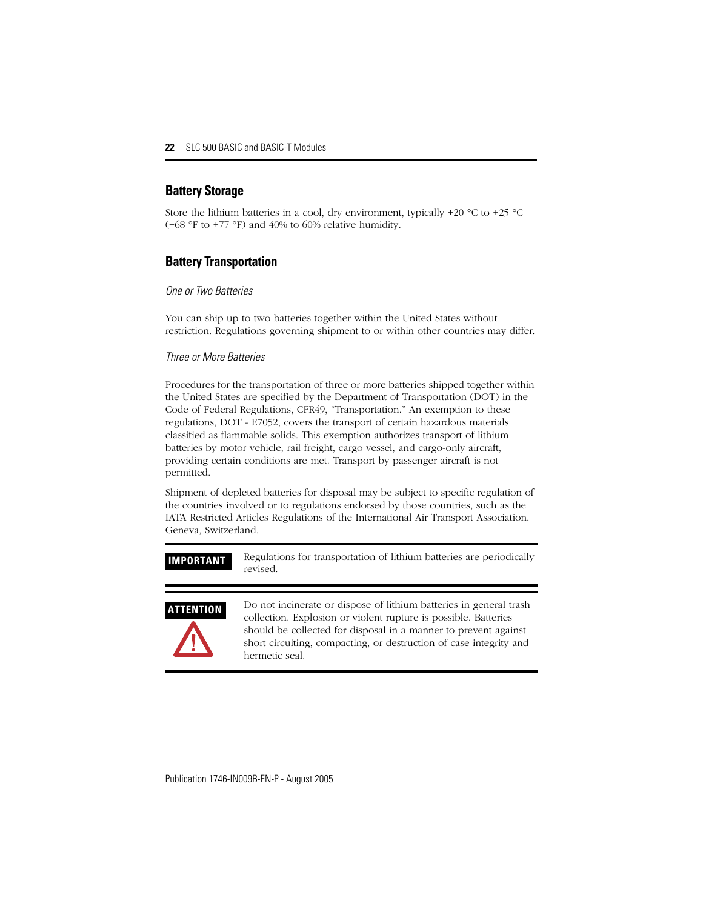## Battery Storage

Store the lithium batteries in a cool, dry environment, typically +20 °C to +25 °C (+68 °F to +77 °F) and 40% to 60% relative humidity.

## Battery Transportation

*One or Two Batteries*

You can ship up to two batteries together within the United States without restriction. Regulations governing shipment to or within other countries may differ.

*Three or More Batteries*

Procedures for the transportation of three or more batteries shipped together within the United States are specified by the Department of Transportation (DOT) in the Code of Federal Regulations, CFR49, “Transportation.” An exemption to these regulations, DOT - E7052, covers the transport of certain hazardous materials classified as flammable solids. This exemption authorizes transport of lithium batteries by motor vehicle, rail freight, cargo vessel, and cargo-only aircraft, providing certain conditions are met. Transport by passenger aircraft is not permitted.

Shipment of depleted batteries for disposal may be subject to specific regulation of the countries involved or to regulations endorsed by those countries, such as the IATA Restricted Articles Regulations of the International Air Transport Association, Geneva, Switzerland.

**IMPORTANT** Regulations for transportation of lithium batteries are periodically revised.

**ATTENTION** Do not incinerate or dispose of lithium batteries in general trash collection. Explosion or violent rupture is possible. Batteries should be collected for disposal in a manner to prevent against short circuiting, compacting, or destruction of case integrity and hermetic seal.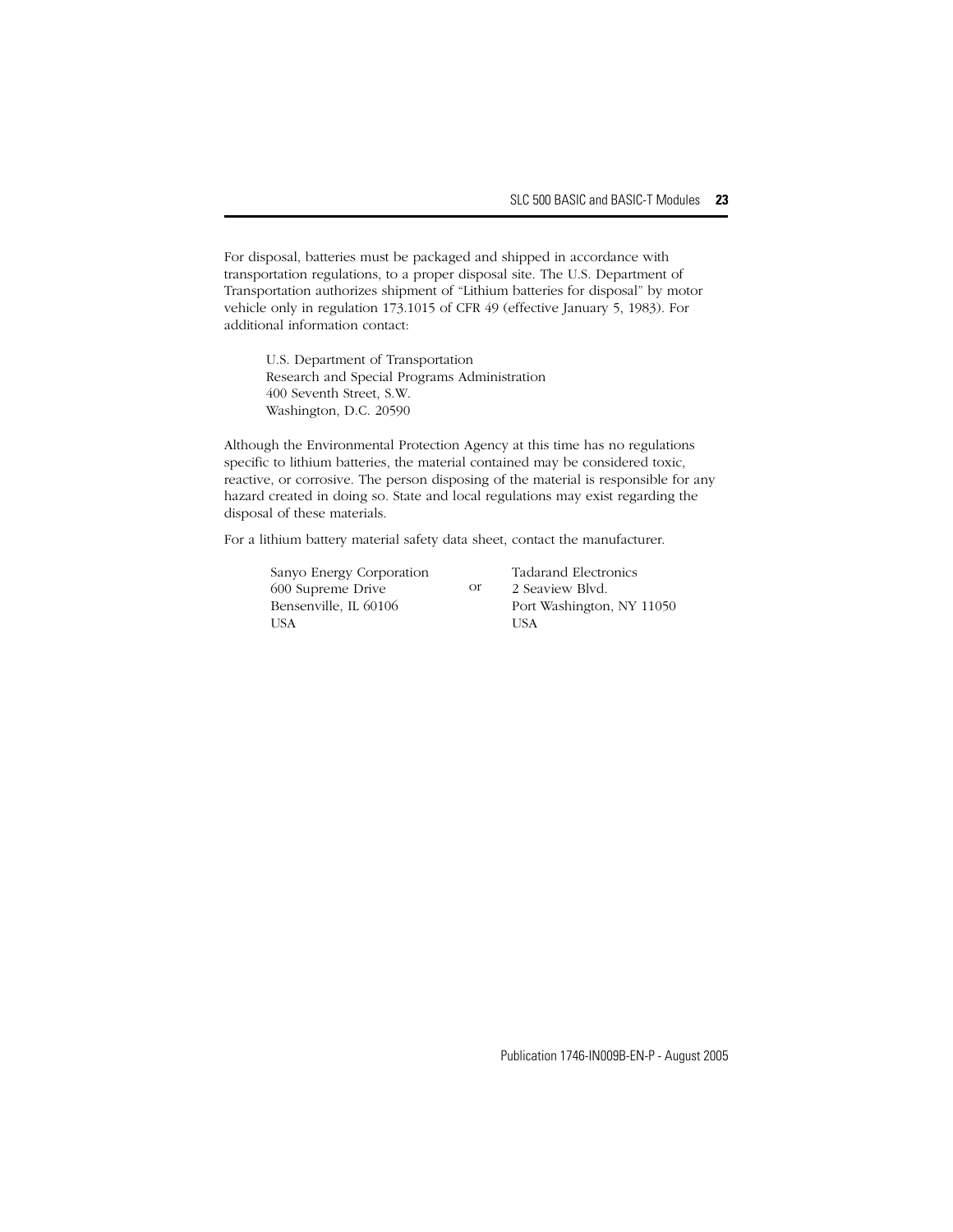For disposal, batteries must be packaged and shipped in accordance with transportation regulations, to a proper disposal site. The U.S. Department of Transportation authorizes shipment of "Lithium batteries for disposal" by motor vehicle only in regulation 173.1015 of CFR 49 (effective January 5, 1983). For additional information contact:

U.S. Department of Transportation  
Research and Special Programs Administration  
400 Seventh Street, S.W.  
Washington, D.C. 20590

Although the Environmental Protection Agency at this time has no regulations specific to lithium batteries, the material contained may be considered toxic, reactive, or corrosive. The person disposing of the material is responsible for any hazard created in doing so. State and local regulations may exist regarding the disposal of these materials.

For a lithium battery material safety data sheet, contact the manufacturer.

Sanyo Energy Corporation  
600 Supreme Drive  
Bensenville, IL 60106  
USA

or

Tadarand Electronics  
2 Seaview Blvd.  
Port Washington, NY 11050  
USA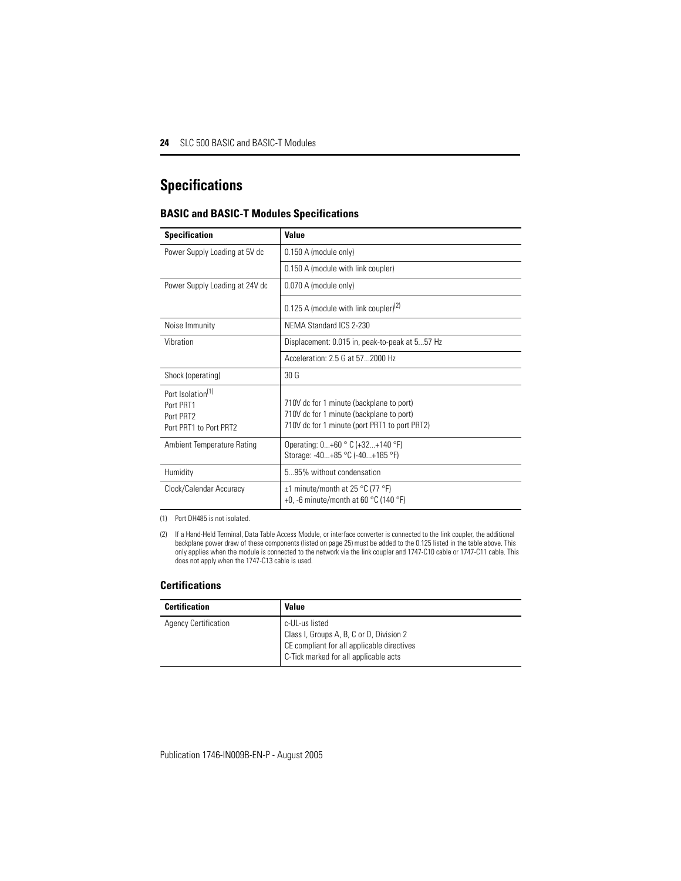# Specifications

## BASIC and BASIC-T Modules Specifications

| Specification | Value |
|---|---|
| Power Supply Loading at 5V dc | 0.150 A (module only) |
| | 0.150 A (module with link coupler) |
| Power Supply Loading at 24V dc | 0.070 A (module only) |
| | 0.125 A (module with link coupler)[2] |
| Noise Immunity | NEMA Standard ICS 2-230 |
| Vibration | Displacement: 0.015 in, peak-to-peak at 5...57 Hz |
| | Acceleration: 2.5 G at 57...2000 Hz |
| Shock (operating) | 30 G |
| Port Isolation[1]<br>Port PRT1<br>Port PRT2<br>Port PRT1 to Port PRT2 | <br>710V dc for 1 minute (backplane to port)<br>710V dc for 1 minute (backplane to port)<br>710V dc for 1 minute (port PRT1 to port PRT2) |
| Ambient Temperature Rating | Operating: 0...+60 ° C (+32...+140 °F)<br>Storage: -40...+85 °C (-40...+185 °F) |
| Humidity | 5...95% without condensation |
| Clock/Calendar Accuracy | ±1 minute/month at 25 °C (77 °F)<br>+0, -6 minute/month at 60 °C (140 °F) |

(1) Port DH485 is not isolated.

(2) If a Hand-Held Terminal, Data Table Access Module, or interface converter is connected to the link coupler, the additional backplane power draw of these components (listed on page 25) must be added to the 0.125 listed in the table above. This only applies when the module is connected to the network via the link coupler and 1747-C10 cable or 1747-C11 cable. This does not apply when the 1747-C13 cable is used.

## Certifications

| Certification | Value |
|---|---|
| Agency Certification | c-UL-us listed<br>Class I, Groups A, B, C or D, Division 2<br>CE compliant for all applicable directives<br>C-Tick marked for all applicable acts |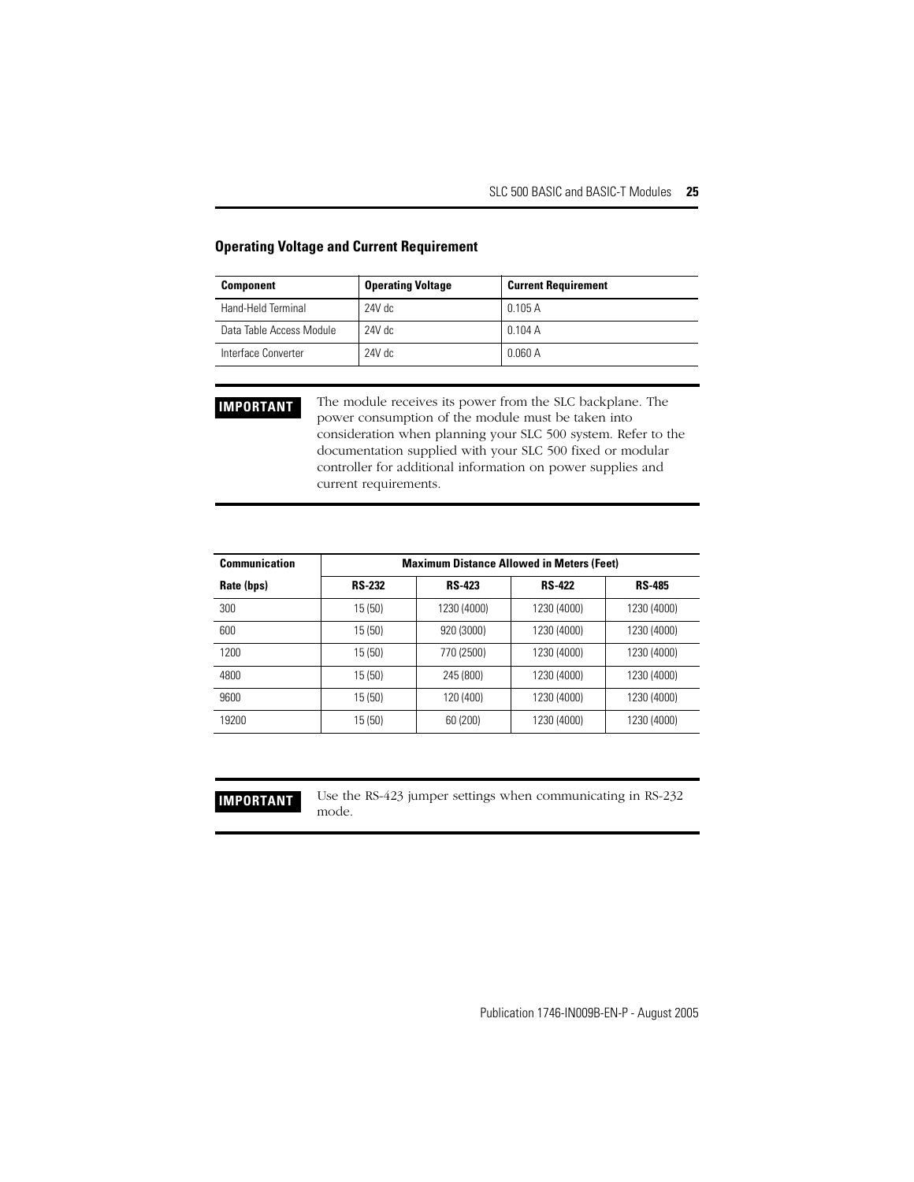### Operating Voltage and Current Requirement

| Component | Operating Voltage | Current Requirement |
| --- | --- | --- |
| Hand-Held Terminal | 24V dc | 0.105 A |
| Data Table Access Module | 24V dc | 0.104 A |
| Interface Converter | 24V dc | 0.060 A |

**IMPORTANT** The module receives its power from the SLC backplane. The power consumption of the module must be taken into consideration when planning your SLC 500 system. Refer to the documentation supplied with your SLC 500 fixed or modular controller for additional information on power supplies and current requirements.

| Communication Rate (bps) | Maximum Distance Allowed in Meters (Feet) | | | |
| --- | --- | --- | --- | --- |
| | RS-232 | RS-423 | RS-422 | RS-485 |
| 300 | 15 (50) | 1230 (4000) | 1230 (4000) | 1230 (4000) |
| 600 | 15 (50) | 920 (3000) | 1230 (4000) | 1230 (4000) |
| 1200 | 15 (50) | 770 (2500) | 1230 (4000) | 1230 (4000) |
| 4800 | 15 (50) | 245 (800) | 1230 (4000) | 1230 (4000) |
| 9600 | 15 (50) | 120 (400) | 1230 (4000) | 1230 (4000) |
| 19200 | 15 (50) | 60 (200) | 1230 (4000) | 1230 (4000) |

**IMPORTANT** Use the RS-423 jumper settings when communicating in RS-232 mode.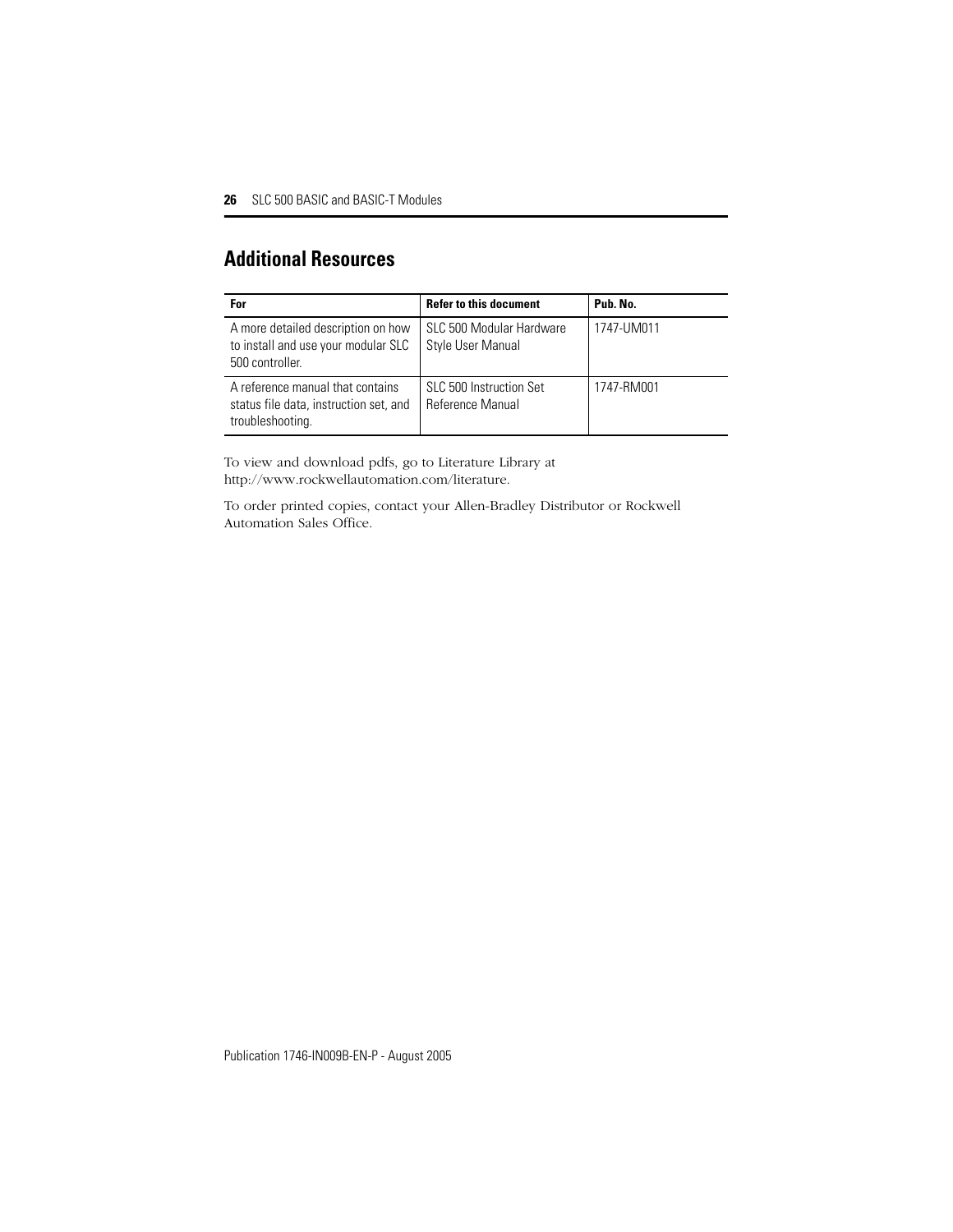## Additional Resources

| For | Refer to this document | Pub. No. |
| --- | --- | --- |
| A more detailed description on how to install and use your modular SLC 500 controller. | SLC 500 Modular Hardware Style User Manual | 1747-UM011 |
| A reference manual that contains status file data, instruction set, and troubleshooting. | SLC 500 Instruction Set Reference Manual | 1747-RM001 |

To view and download pdfs, go to Literature Library at http://www.rockwellautomation.com/literature.

To order printed copies, contact your Allen-Bradley Distributor or Rockwell Automation Sales Office.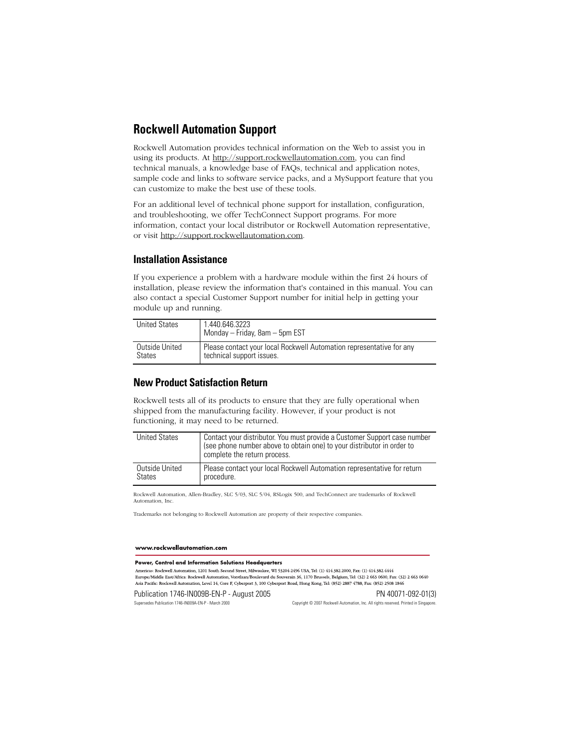## Rockwell Automation Support

Rockwell Automation provides technical information on the Web to assist you in using its products. At http://support.rockwellautomation.com, you can find technical manuals, a knowledge base of FAQs, technical and application notes, sample code and links to software service packs, and a MySupport feature that you can customize to make the best use of these tools.

For an additional level of technical phone support for installation, configuration, and troubleshooting, we offer TechConnect Support programs. For more information, contact your local distributor or Rockwell Automation representative, or visit http://support.rockwellautomation.com.

### Installation Assistance

If you experience a problem with a hardware module within the first 24 hours of installation, please review the information that's contained in this manual. You can also contact a special Customer Support number for initial help in getting your module up and running.

| | |
|---|---|
| United States | 1.440.646.3223<br>Monday – Friday, 8am – 5pm EST |
| Outside United States | Please contact your local Rockwell Automation representative for any technical support issues. |

### New Product Satisfaction Return

Rockwell tests all of its products to ensure that they are fully operational when shipped from the manufacturing facility. However, if your product is not functioning, it may need to be returned.

| | |
|---|---|
| United States | Contact your distributor. You must provide a Customer Support case number (see phone number above to obtain one) to your distributor in order to complete the return process. |
| Outside United States | Please contact your local Rockwell Automation representative for return procedure. |

Rockwell Automation, Allen-Bradley, SLC 5/03, SLC 5/04, RSLogix 500, and TechConnect are trademarks of Rockwell Automation, Inc.

Trademarks not belonging to Rockwell Automation are property of their respective companies.

**www.rockwellautomation.com**

**Power, Control and Information Solutions Headquarters**

Americas: Rockwell Automation, 1201 South Second Street, Milwaukee, WI 53204-2496 USA, Tel: (1) 414.382.2000, Fax: (1) 414.382.4444
Europe/Middle East/Africa: Rockwell Automation, Vorstlaan/Boulevard du Souverain 36, 1170 Brussels, Belgium, Tel: (32) 2 663 0600, Fax: (32) 2 663 0640
Asia Pacific: Rockwell Automation, Level 14, Core F, Cyberport 3, 100 Cyberport Road, Hong Kong, Tel: (852) 2887 4788, Fax: (852) 2508 1846

Publication 1746-IN009B-EN-P - August 2005 PN 40071-092-01(3)

Supersedes Publication 1746-IN009A-EN-P - March 2000 Copyright © 2007 Rockwell Automation, Inc. All rights reserved. Printed in Singapore.